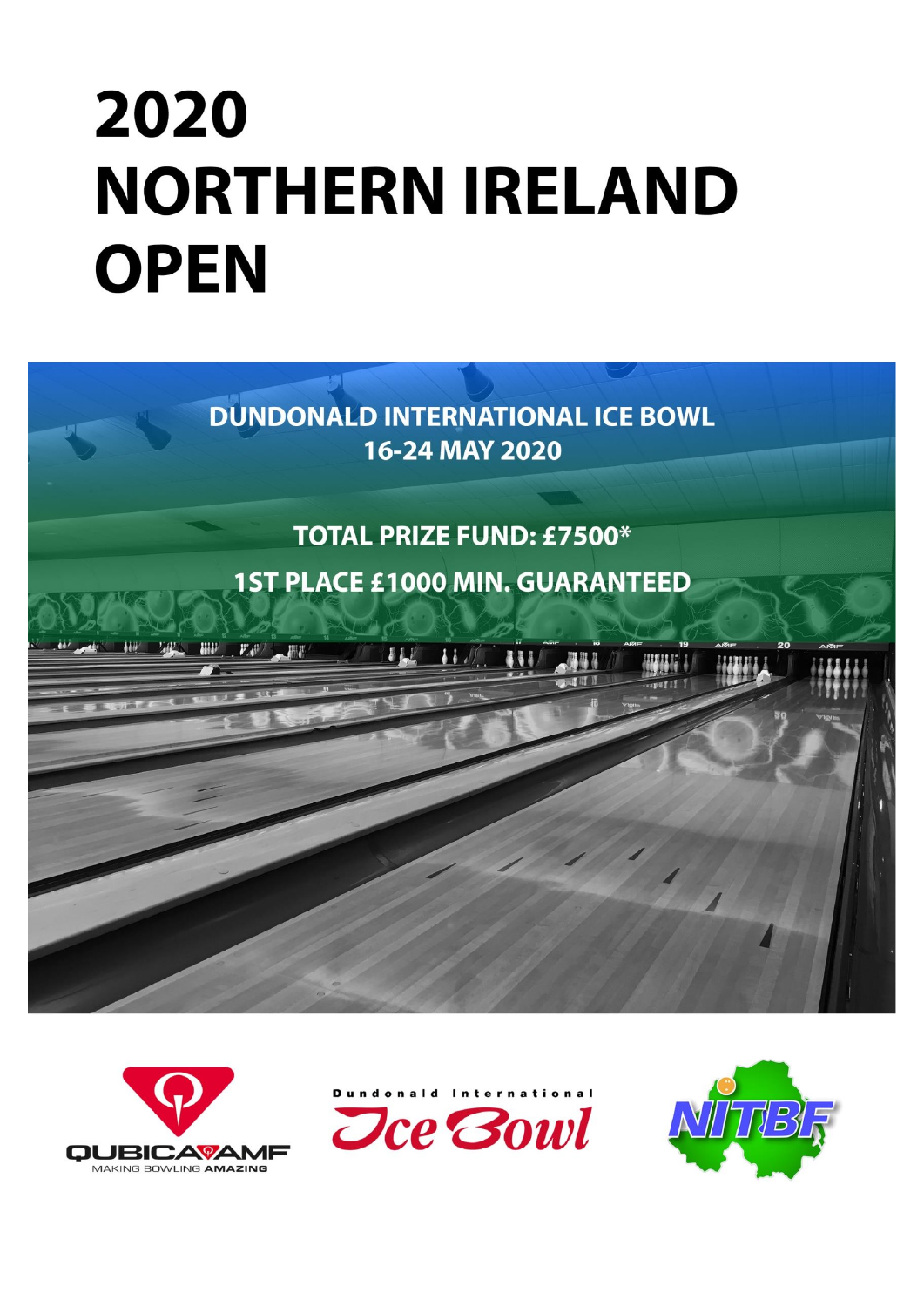# 2020 NORTHERN IRELAND OPEN

**DUNDONALD INTERNATIONAL ICE BOWL**
**16-24 MAY 2020**

**TOTAL PRIZE FUND: £7500***

**1ST PLACE £1000 MIN. GUARANTEED**

QUBICAAMF MAKING BOWLING AMAZING

Dundonald International Ice Bowl

NITBF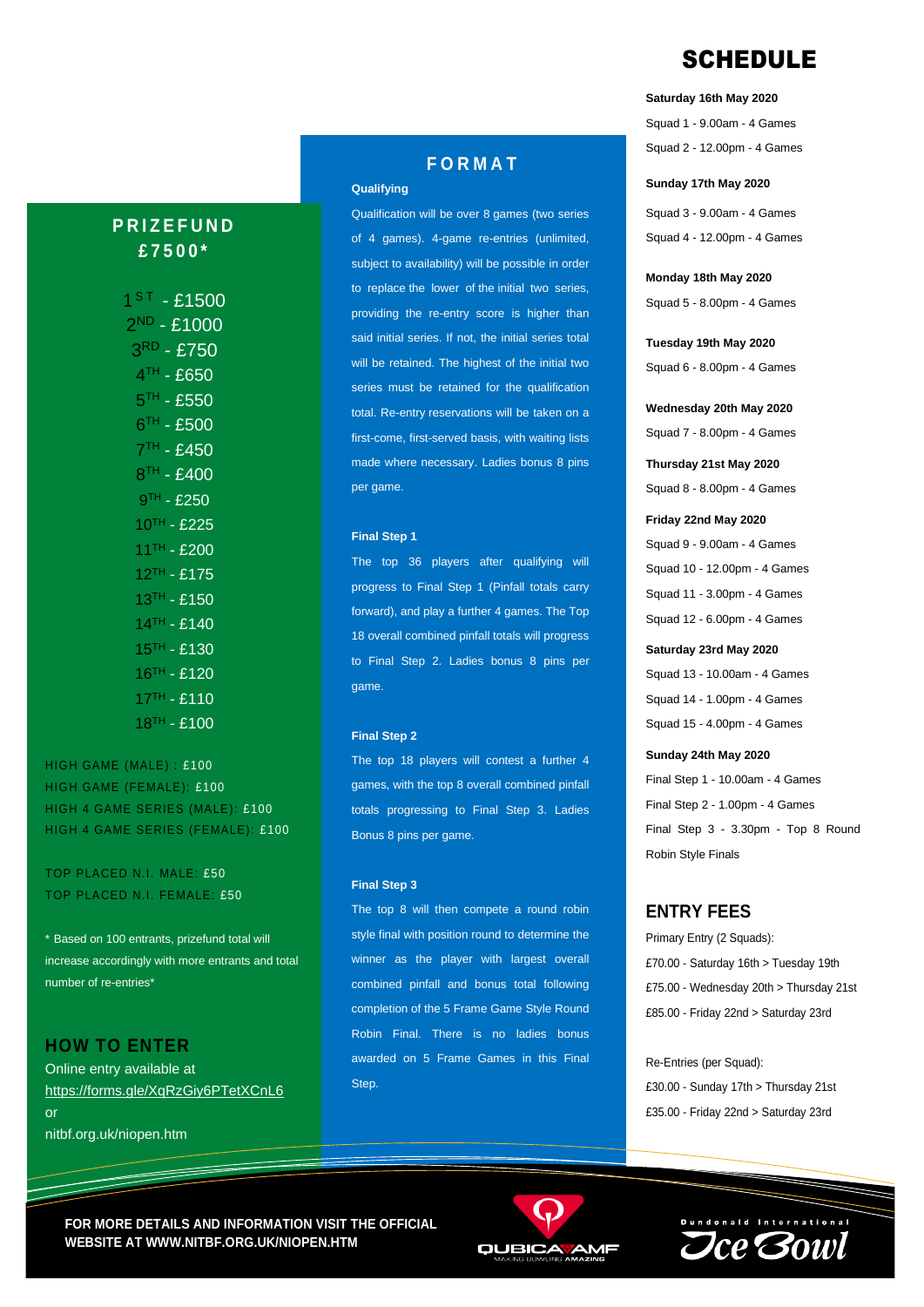## PRIZEFUND £7500*

1ST - £1500
2ND - £1000
3RD - £750
4TH - £650
5TH - £550
6TH - £500
7TH - £450
8TH - £400
9TH - £250
10TH - £225
11TH - £200
12TH - £175
13TH - £150
14TH - £140
15TH - £130
16TH - £120
17TH - £110
18TH - £100

HIGH GAME (MALE) : £100
HIGH GAME (FEMALE): £100
HIGH 4 GAME SERIES (MALE): £100
HIGH 4 GAME SERIES (FEMALE): £100

TOP PLACED N.I. MALE: £50
TOP PLACED N.I. FEMALE: £50

* Based on 100 entrants, prizefund total will increase accordingly with more entrants and total number of re-entries*

## HOW TO ENTER

Online entry available at
https://forms.gle/XqRzGiy6PTetXCnL6
or
nitbf.org.uk/niopen.htm

## FORMAT

**Qualifying**

Qualification will be over 8 games (two series of 4 games). 4-game re-entries (unlimited, subject to availability) will be possible in order to replace the lower of the initial two series, providing the re-entry score is higher than said initial series. If not, the initial series total will be retained. The highest of the initial two series must be retained for the qualification total. Re-entry reservations will be taken on a first-come, first-served basis, with waiting lists made where necessary. Ladies bonus 8 pins per game.

**Final Step 1**

The top 36 players after qualifying will progress to Final Step 1 (Pinfall totals carry forward), and play a further 4 games. The Top 18 overall combined pinfall totals will progress to Final Step 2. Ladies bonus 8 pins per game.

**Final Step 2**

The top 18 players will contest a further 4 games, with the top 8 overall combined pinfall totals progressing to Final Step 3. Ladies Bonus 8 pins per game.

**Final Step 3**

The top 8 will then compete a round robin style final with position round to determine the winner as the player with largest overall combined pinfall and bonus total following completion of the 5 Frame Game Style Round Robin Final. There is no ladies bonus awarded on 5 Frame Games in this Final Step.

## SCHEDULE

**Saturday 16th May 2020**
Squad 1 - 9.00am - 4 Games
Squad 2 - 12.00pm - 4 Games

**Sunday 17th May 2020**
Squad 3 - 9.00am - 4 Games
Squad 4 - 12.00pm - 4 Games

**Monday 18th May 2020**
Squad 5 - 8.00pm - 4 Games

**Tuesday 19th May 2020**
Squad 6 - 8.00pm - 4 Games

**Wednesday 20th May 2020**
Squad 7 - 8.00pm - 4 Games

**Thursday 21st May 2020**
Squad 8 - 8.00pm - 4 Games

**Friday 22nd May 2020**
Squad 9 - 9.00am - 4 Games
Squad 10 - 12.00pm - 4 Games
Squad 11 - 3.00pm - 4 Games
Squad 12 - 6.00pm - 4 Games

**Saturday 23rd May 2020**
Squad 13 - 10.00am - 4 Games
Squad 14 - 1.00pm - 4 Games
Squad 15 - 4.00pm - 4 Games

**Sunday 24th May 2020**
Final Step 1 - 10.00am - 4 Games
Final Step 2 - 1.00pm - 4 Games
Final Step 3 - 3.30pm - Top 8 Round Robin Style Finals

## ENTRY FEES

Primary Entry (2 Squads):
£70.00 - Saturday 16th > Tuesday 19th
£75.00 - Wednesday 20th > Thursday 21st
£85.00 - Friday 22nd > Saturday 23rd

Re-Entries (per Squad):
£30.00 - Sunday 17th > Thursday 21st
£35.00 - Friday 22nd > Saturday 23rd

**FOR MORE DETAILS AND INFORMATION VISIT THE OFFICIAL WEBSITE AT WWW.NITBF.ORG.UK/NIOPEN.HTM**

QUBICAAMF MAKING BOWLING AMAZING

Dundonald International Ice Bowl